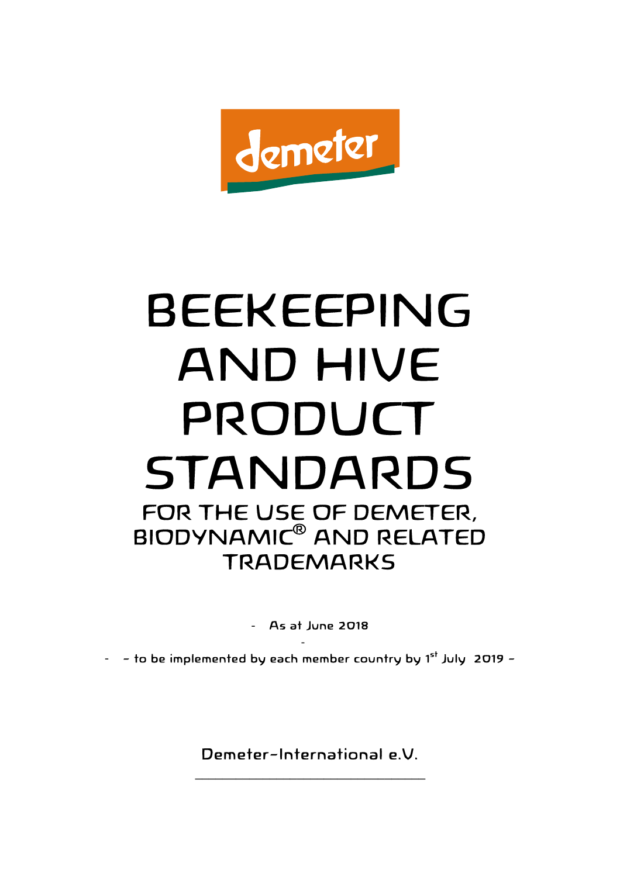demeter

# BEEKEEPING AND HIVE PRODUCT STANDARDS

## FOR THE USE OF DEMETER, BIODYNAMIC® AND RELATED TRADEMARKS

- As at June 2018

- to be implemented by each member country by 1st July 2019 -

Demeter-International e.V.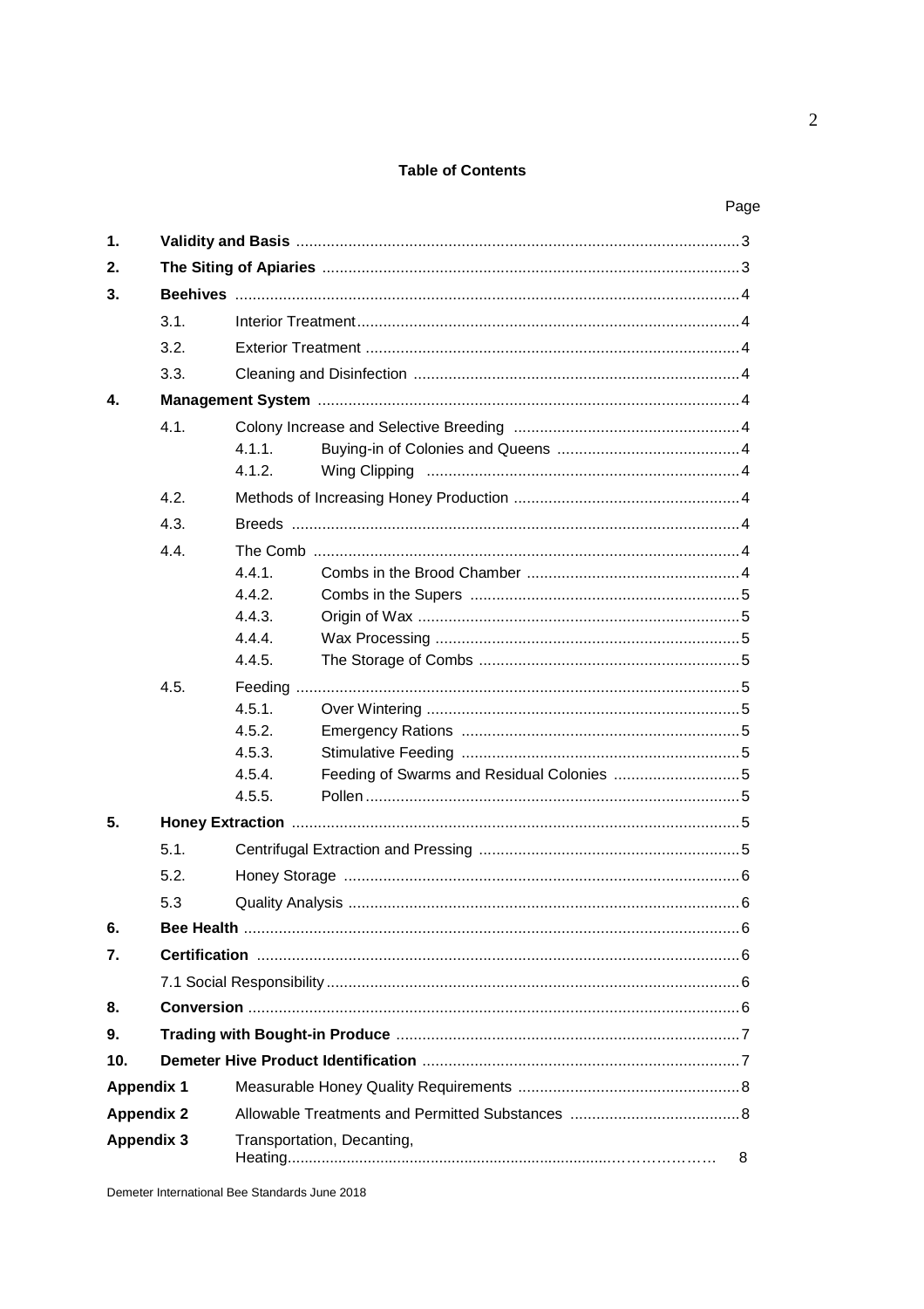**Table of Contents**

| | | | Page |
|---|---|---|---|
| **1.** | **Validity and Basis** | | 3 |
| **2.** | **The Siting of Apiaries** | | 3 |
| **3.** | **Beehives** | | 4 |
| | 3.1. | Interior Treatment | 4 |
| | 3.2. | Exterior Treatment | 4 |
| | 3.3. | Cleaning and Disinfection | 4 |
| **4.** | **Management System** | | 4 |
| | 4.1. | Colony Increase and Selective Breeding | 4 |
| | | 4.1.1. Buying-in of Colonies and Queens | 4 |
| | | 4.1.2. Wing Clipping | 4 |
| | 4.2. | Methods of Increasing Honey Production | 4 |
| | 4.3. | Breeds | 4 |
| | 4.4. | The Comb | 4 |
| | | 4.4.1. Combs in the Brood Chamber | 4 |
| | | 4.4.2. Combs in the Supers | 5 |
| | | 4.4.3. Origin of Wax | 5 |
| | | 4.4.4. Wax Processing | 5 |
| | | 4.4.5. The Storage of Combs | 5 |
| | 4.5. | Feeding | 5 |
| | | 4.5.1. Over Wintering | 5 |
| | | 4.5.2. Emergency Rations | 5 |
| | | 4.5.3. Stimulative Feeding | 5 |
| | | 4.5.4. Feeding of Swarms and Residual Colonies | 5 |
| | | 4.5.5. Pollen | 5 |
| **5.** | **Honey Extraction** | | 5 |
| | 5.1. | Centrifugal Extraction and Pressing | 5 |
| | 5.2. | Honey Storage | 6 |
| | 5.3 | Quality Analysis | 6 |
| **6.** | **Bee Health** | | 6 |
| **7.** | **Certification** | | 6 |
| | 7.1 Social Responsibility | | 6 |
| **8.** | **Conversion** | | 6 |
| **9.** | **Trading with Bought-in Produce** | | 7 |
| **10.** | **Demeter Hive Product Identification** | | 7 |
| **Appendix 1** | Measurable Honey Quality Requirements | | 8 |
| **Appendix 2** | Allowable Treatments and Permitted Substances | | 8 |
| **Appendix 3** | Transportation, Decanting, Heating | | 8 |

Demeter International Bee Standards June 2018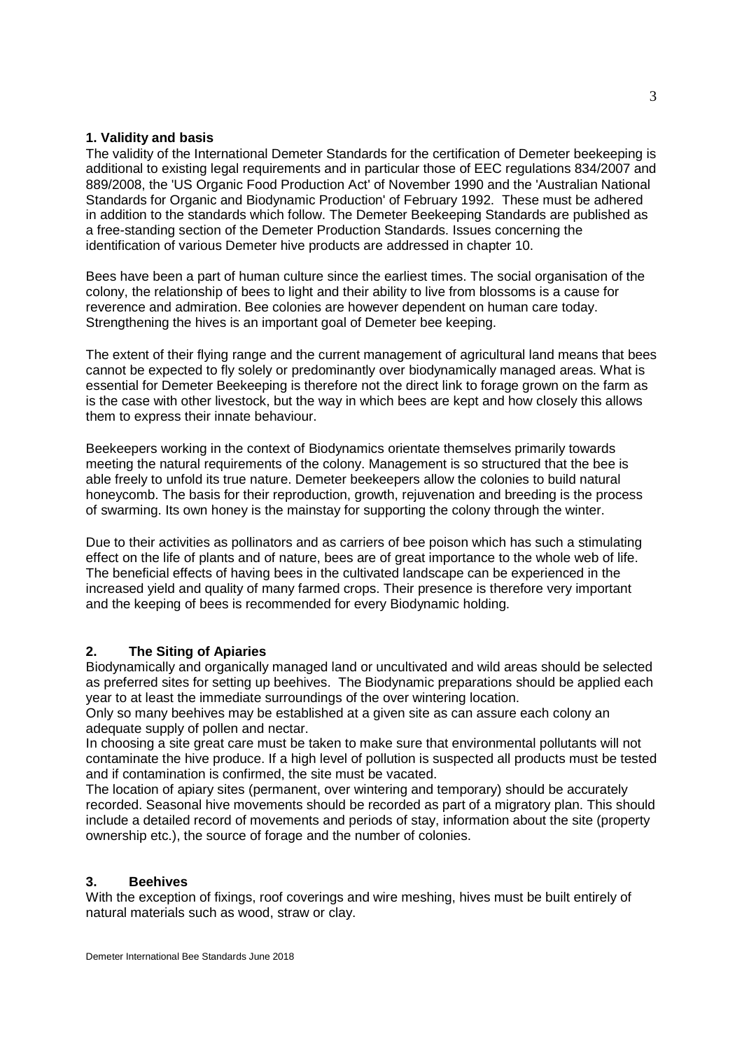## 1. Validity and basis

The validity of the International Demeter Standards for the certification of Demeter beekeeping is additional to existing legal requirements and in particular those of EEC regulations 834/2007 and 889/2008, the 'US Organic Food Production Act' of November 1990 and the 'Australian National Standards for Organic and Biodynamic Production' of February 1992. These must be adhered in addition to the standards which follow. The Demeter Beekeeping Standards are published as a free-standing section of the Demeter Production Standards. Issues concerning the identification of various Demeter hive products are addressed in chapter 10.

Bees have been a part of human culture since the earliest times. The social organisation of the colony, the relationship of bees to light and their ability to live from blossoms is a cause for reverence and admiration. Bee colonies are however dependent on human care today. Strengthening the hives is an important goal of Demeter bee keeping.

The extent of their flying range and the current management of agricultural land means that bees cannot be expected to fly solely or predominantly over biodynamically managed areas. What is essential for Demeter Beekeeping is therefore not the direct link to forage grown on the farm as is the case with other livestock, but the way in which bees are kept and how closely this allows them to express their innate behaviour.

Beekeepers working in the context of Biodynamics orientate themselves primarily towards meeting the natural requirements of the colony. Management is so structured that the bee is able freely to unfold its true nature. Demeter beekeepers allow the colonies to build natural honeycomb. The basis for their reproduction, growth, rejuvenation and breeding is the process of swarming. Its own honey is the mainstay for supporting the colony through the winter.

Due to their activities as pollinators and as carriers of bee poison which has such a stimulating effect on the life of plants and of nature, bees are of great importance to the whole web of life. The beneficial effects of having bees in the cultivated landscape can be experienced in the increased yield and quality of many farmed crops. Their presence is therefore very important and the keeping of bees is recommended for every Biodynamic holding.

## 2. The Siting of Apiaries

Biodynamically and organically managed land or uncultivated and wild areas should be selected as preferred sites for setting up beehives. The Biodynamic preparations should be applied each year to at least the immediate surroundings of the over wintering location.

Only so many beehives may be established at a given site as can assure each colony an adequate supply of pollen and nectar.

In choosing a site great care must be taken to make sure that environmental pollutants will not contaminate the hive produce. If a high level of pollution is suspected all products must be tested and if contamination is confirmed, the site must be vacated.

The location of apiary sites (permanent, over wintering and temporary) should be accurately recorded. Seasonal hive movements should be recorded as part of a migratory plan. This should include a detailed record of movements and periods of stay, information about the site (property ownership etc.), the source of forage and the number of colonies.

## 3. Beehives

With the exception of fixings, roof coverings and wire meshing, hives must be built entirely of natural materials such as wood, straw or clay.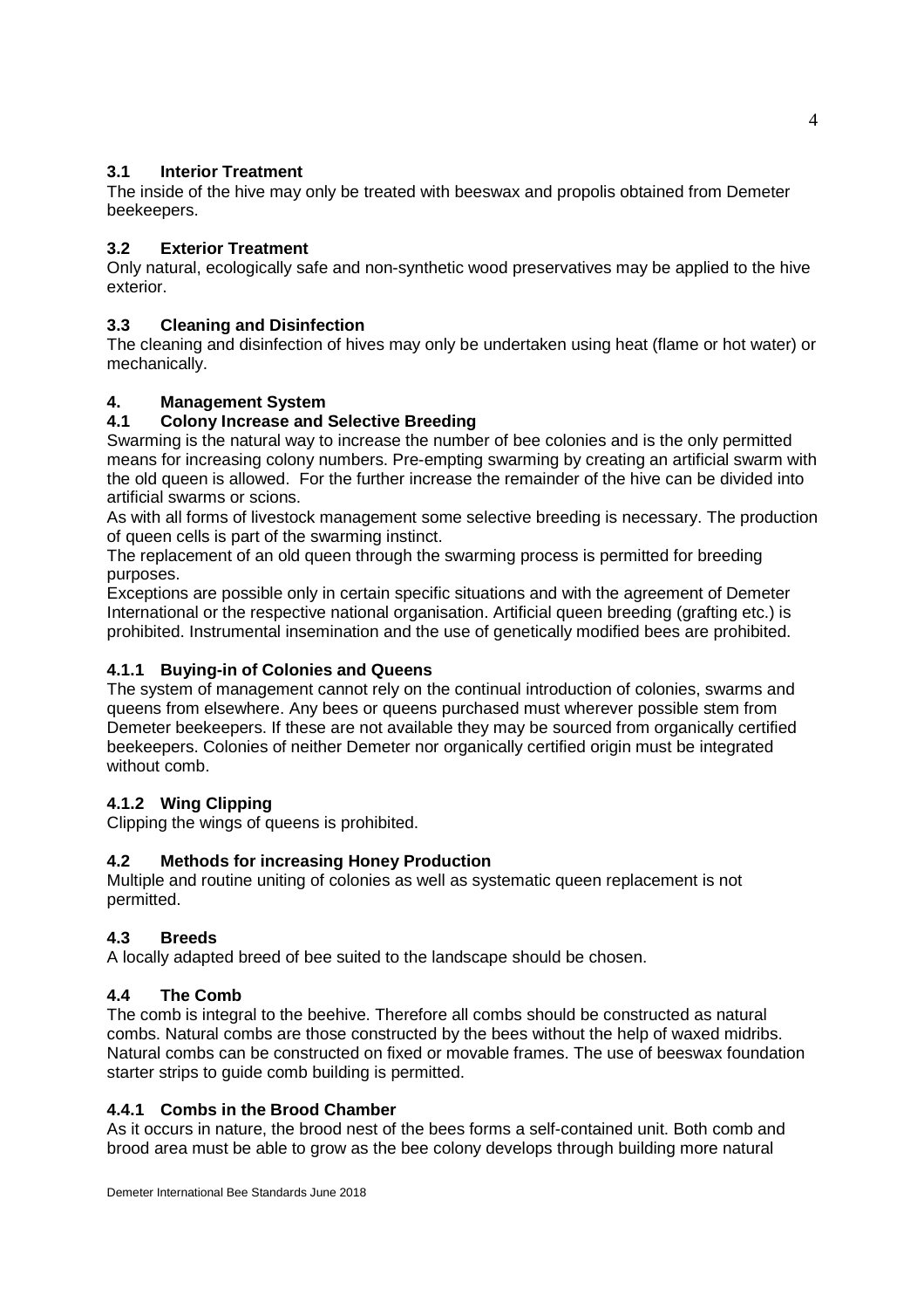### 3.1 Interior Treatment

The inside of the hive may only be treated with beeswax and propolis obtained from Demeter beekeepers.

### 3.2 Exterior Treatment

Only natural, ecologically safe and non-synthetic wood preservatives may be applied to the hive exterior.

### 3.3 Cleaning and Disinfection

The cleaning and disinfection of hives may only be undertaken using heat (flame or hot water) or mechanically.

## 4. Management System

### 4.1 Colony Increase and Selective Breeding

Swarming is the natural way to increase the number of bee colonies and is the only permitted means for increasing colony numbers. Pre-empting swarming by creating an artificial swarm with the old queen is allowed. For the further increase the remainder of the hive can be divided into artificial swarms or scions.

As with all forms of livestock management some selective breeding is necessary. The production of queen cells is part of the swarming instinct.

The replacement of an old queen through the swarming process is permitted for breeding purposes.

Exceptions are possible only in certain specific situations and with the agreement of Demeter International or the respective national organisation. Artificial queen breeding (grafting etc.) is prohibited. Instrumental insemination and the use of genetically modified bees are prohibited.

#### 4.1.1 Buying-in of Colonies and Queens

The system of management cannot rely on the continual introduction of colonies, swarms and queens from elsewhere. Any bees or queens purchased must wherever possible stem from Demeter beekeepers. If these are not available they may be sourced from organically certified beekeepers. Colonies of neither Demeter nor organically certified origin must be integrated without comb.

#### 4.1.2 Wing Clipping

Clipping the wings of queens is prohibited.

### 4.2 Methods for increasing Honey Production

Multiple and routine uniting of colonies as well as systematic queen replacement is not permitted.

### 4.3 Breeds

A locally adapted breed of bee suited to the landscape should be chosen.

### 4.4 The Comb

The comb is integral to the beehive. Therefore all combs should be constructed as natural combs. Natural combs are those constructed by the bees without the help of waxed midribs. Natural combs can be constructed on fixed or movable frames. The use of beeswax foundation starter strips to guide comb building is permitted.

#### 4.4.1 Combs in the Brood Chamber

As it occurs in nature, the brood nest of the bees forms a self-contained unit. Both comb and brood area must be able to grow as the bee colony develops through building more natural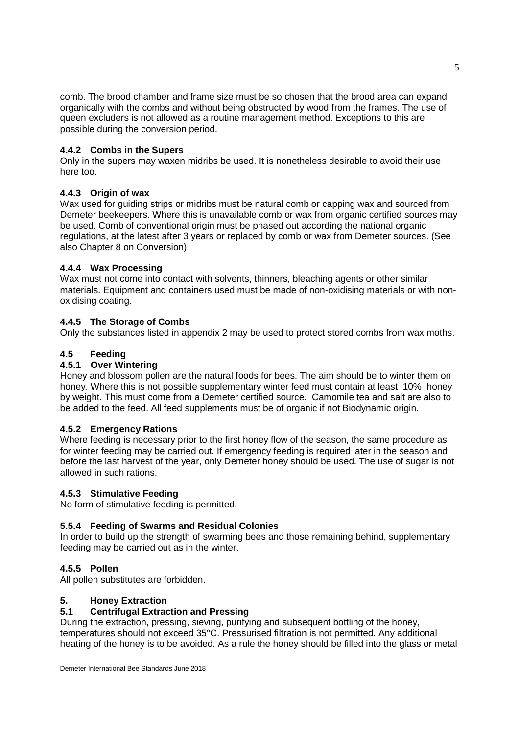comb. The brood chamber and frame size must be so chosen that the brood area can expand organically with the combs and without being obstructed by wood from the frames. The use of queen excluders is not allowed as a routine management method. Exceptions to this are possible during the conversion period.

#### 4.4.2 Combs in the Supers

Only in the supers may waxen midribs be used. It is nonetheless desirable to avoid their use here too.

#### 4.4.3 Origin of wax

Wax used for guiding strips or midribs must be natural comb or capping wax and sourced from Demeter beekeepers. Where this is unavailable comb or wax from organic certified sources may be used. Comb of conventional origin must be phased out according the national organic regulations, at the latest after 3 years or replaced by comb or wax from Demeter sources. (See also Chapter 8 on Conversion)

#### 4.4.4 Wax Processing

Wax must not come into contact with solvents, thinners, bleaching agents or other similar materials. Equipment and containers used must be made of non-oxidising materials or with non-oxidising coating.

#### 4.4.5 The Storage of Combs

Only the substances listed in appendix 2 may be used to protect stored combs from wax moths.

### 4.5 Feeding

#### 4.5.1 Over Wintering

Honey and blossom pollen are the natural foods for bees. The aim should be to winter them on honey. Where this is not possible supplementary winter feed must contain at least 10% honey by weight. This must come from a Demeter certified source. Camomile tea and salt are also to be added to the feed. All feed supplements must be of organic if not Biodynamic origin.

#### 4.5.2 Emergency Rations

Where feeding is necessary prior to the first honey flow of the season, the same procedure as for winter feeding may be carried out. If emergency feeding is required later in the season and before the last harvest of the year, only Demeter honey should be used. The use of sugar is not allowed in such rations.

#### 4.5.3 Stimulative Feeding

No form of stimulative feeding is permitted.

#### 5.5.4 Feeding of Swarms and Residual Colonies

In order to build up the strength of swarming bees and those remaining behind, supplementary feeding may be carried out as in the winter.

#### 4.5.5 Pollen

All pollen substitutes are forbidden.

## 5. Honey Extraction

### 5.1 Centrifugal Extraction and Pressing

During the extraction, pressing, sieving, purifying and subsequent bottling of the honey, temperatures should not exceed 35°C. Pressurised filtration is not permitted. Any additional heating of the honey is to be avoided. As a rule the honey should be filled into the glass or metal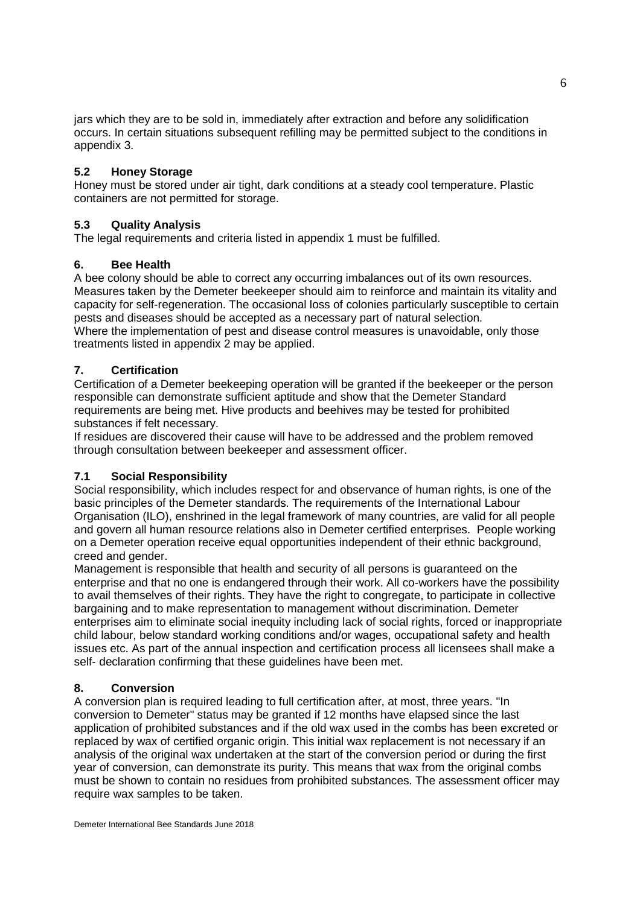jars which they are to be sold in, immediately after extraction and before any solidification occurs. In certain situations subsequent refilling may be permitted subject to the conditions in appendix 3.

### 5.2 Honey Storage

Honey must be stored under air tight, dark conditions at a steady cool temperature. Plastic containers are not permitted for storage.

### 5.3 Quality Analysis

The legal requirements and criteria listed in appendix 1 must be fulfilled.

## 6. Bee Health

A bee colony should be able to correct any occurring imbalances out of its own resources. Measures taken by the Demeter beekeeper should aim to reinforce and maintain its vitality and capacity for self-regeneration. The occasional loss of colonies particularly susceptible to certain pests and diseases should be accepted as a necessary part of natural selection.
Where the implementation of pest and disease control measures is unavoidable, only those treatments listed in appendix 2 may be applied.

## 7. Certification

Certification of a Demeter beekeeping operation will be granted if the beekeeper or the person responsible can demonstrate sufficient aptitude and show that the Demeter Standard requirements are being met. Hive products and beehives may be tested for prohibited substances if felt necessary.
If residues are discovered their cause will have to be addressed and the problem removed through consultation between beekeeper and assessment officer.

### 7.1 Social Responsibility

Social responsibility, which includes respect for and observance of human rights, is one of the basic principles of the Demeter standards. The requirements of the International Labour Organisation (ILO), enshrined in the legal framework of many countries, are valid for all people and govern all human resource relations also in Demeter certified enterprises. People working on a Demeter operation receive equal opportunities independent of their ethnic background, creed and gender.
Management is responsible that health and security of all persons is guaranteed on the enterprise and that no one is endangered through their work. All co-workers have the possibility to avail themselves of their rights. They have the right to congregate, to participate in collective bargaining and to make representation to management without discrimination. Demeter enterprises aim to eliminate social inequity including lack of social rights, forced or inappropriate child labour, below standard working conditions and/or wages, occupational safety and health issues etc. As part of the annual inspection and certification process all licensees shall make a self- declaration confirming that these guidelines have been met.

## 8. Conversion

A conversion plan is required leading to full certification after, at most, three years. "In conversion to Demeter" status may be granted if 12 months have elapsed since the last application of prohibited substances and if the old wax used in the combs has been excreted or replaced by wax of certified organic origin. This initial wax replacement is not necessary if an analysis of the original wax undertaken at the start of the conversion period or during the first year of conversion, can demonstrate its purity. This means that wax from the original combs must be shown to contain no residues from prohibited substances. The assessment officer may require wax samples to be taken.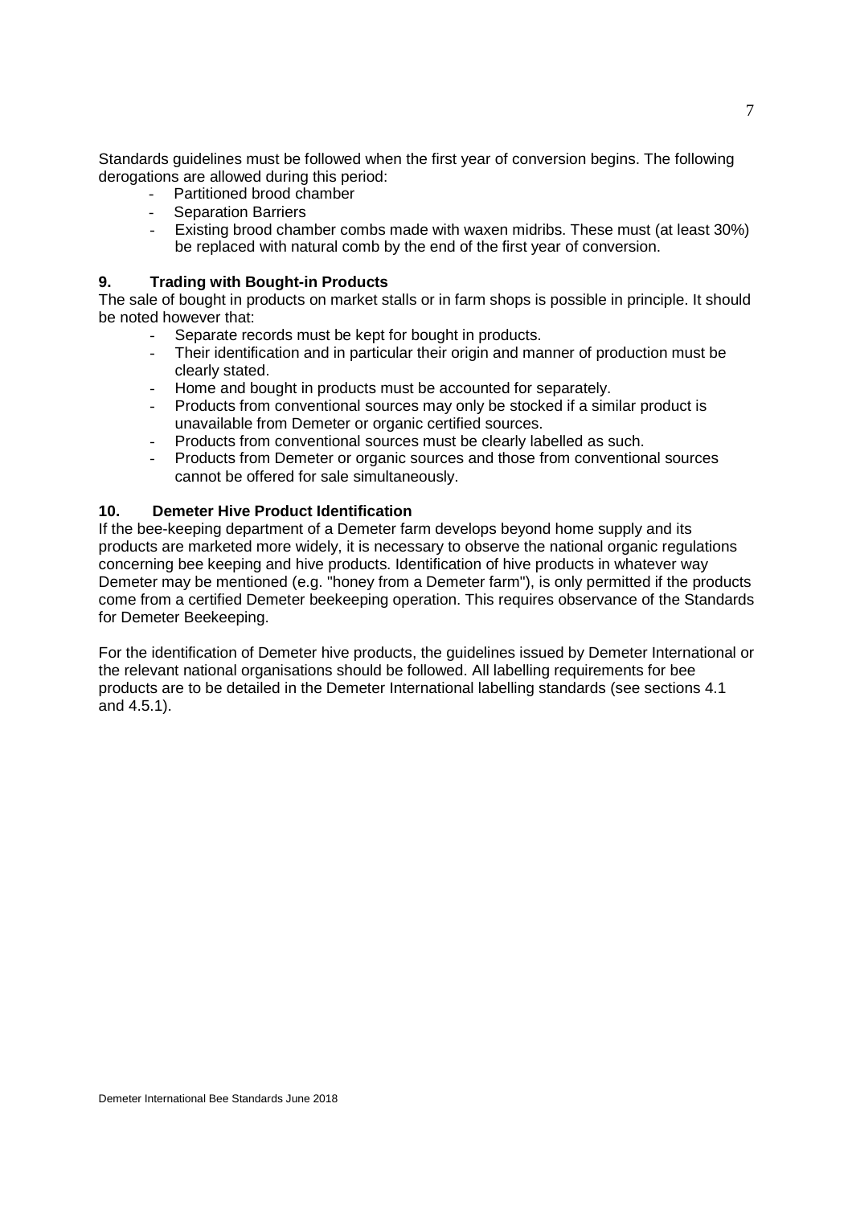Standards guidelines must be followed when the first year of conversion begins. The following derogations are allowed during this period:

- Partitioned brood chamber
- Separation Barriers
- Existing brood chamber combs made with waxen midribs. These must (at least 30%) be replaced with natural comb by the end of the first year of conversion.

## 9. Trading with Bought-in Products

The sale of bought in products on market stalls or in farm shops is possible in principle. It should be noted however that:

- Separate records must be kept for bought in products.
- Their identification and in particular their origin and manner of production must be clearly stated.
- Home and bought in products must be accounted for separately.
- Products from conventional sources may only be stocked if a similar product is unavailable from Demeter or organic certified sources.
- Products from conventional sources must be clearly labelled as such.
- Products from Demeter or organic sources and those from conventional sources cannot be offered for sale simultaneously.

## 10. Demeter Hive Product Identification

If the bee-keeping department of a Demeter farm develops beyond home supply and its products are marketed more widely, it is necessary to observe the national organic regulations concerning bee keeping and hive products. Identification of hive products in whatever way Demeter may be mentioned (e.g. "honey from a Demeter farm"), is only permitted if the products come from a certified Demeter beekeeping operation. This requires observance of the Standards for Demeter Beekeeping.

For the identification of Demeter hive products, the guidelines issued by Demeter International or the relevant national organisations should be followed. All labelling requirements for bee products are to be detailed in the Demeter International labelling standards (see sections 4.1 and 4.5.1).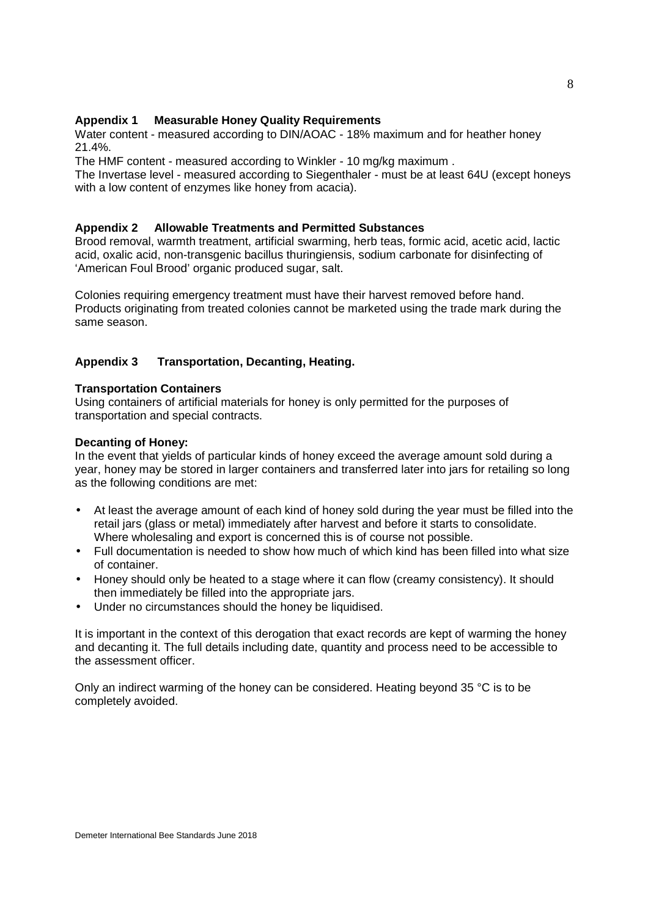## Appendix 1 Measurable Honey Quality Requirements

Water content - measured according to DIN/AOAC - 18% maximum and for heather honey 21.4%.

The HMF content - measured according to Winkler - 10 mg/kg maximum .

The Invertase level - measured according to Siegenthaler - must be at least 64U (except honeys with a low content of enzymes like honey from acacia).

## Appendix 2 Allowable Treatments and Permitted Substances

Brood removal, warmth treatment, artificial swarming, herb teas, formic acid, acetic acid, lactic acid, oxalic acid, non-transgenic bacillus thuringiensis, sodium carbonate for disinfecting of 'American Foul Brood' organic produced sugar, salt.

Colonies requiring emergency treatment must have their harvest removed before hand. Products originating from treated colonies cannot be marketed using the trade mark during the same season.

## Appendix 3 Transportation, Decanting, Heating.

### Transportation Containers

Using containers of artificial materials for honey is only permitted for the purposes of transportation and special contracts.

### Decanting of Honey:

In the event that yields of particular kinds of honey exceed the average amount sold during a year, honey may be stored in larger containers and transferred later into jars for retailing so long as the following conditions are met:

- At least the average amount of each kind of honey sold during the year must be filled into the retail jars (glass or metal) immediately after harvest and before it starts to consolidate. Where wholesaling and export is concerned this is of course not possible.
- Full documentation is needed to show how much of which kind has been filled into what size of container.
- Honey should only be heated to a stage where it can flow (creamy consistency). It should then immediately be filled into the appropriate jars.
- Under no circumstances should the honey be liquidised.

It is important in the context of this derogation that exact records are kept of warming the honey and decanting it. The full details including date, quantity and process need to be accessible to the assessment officer.

Only an indirect warming of the honey can be considered. Heating beyond 35 °C is to be completely avoided.